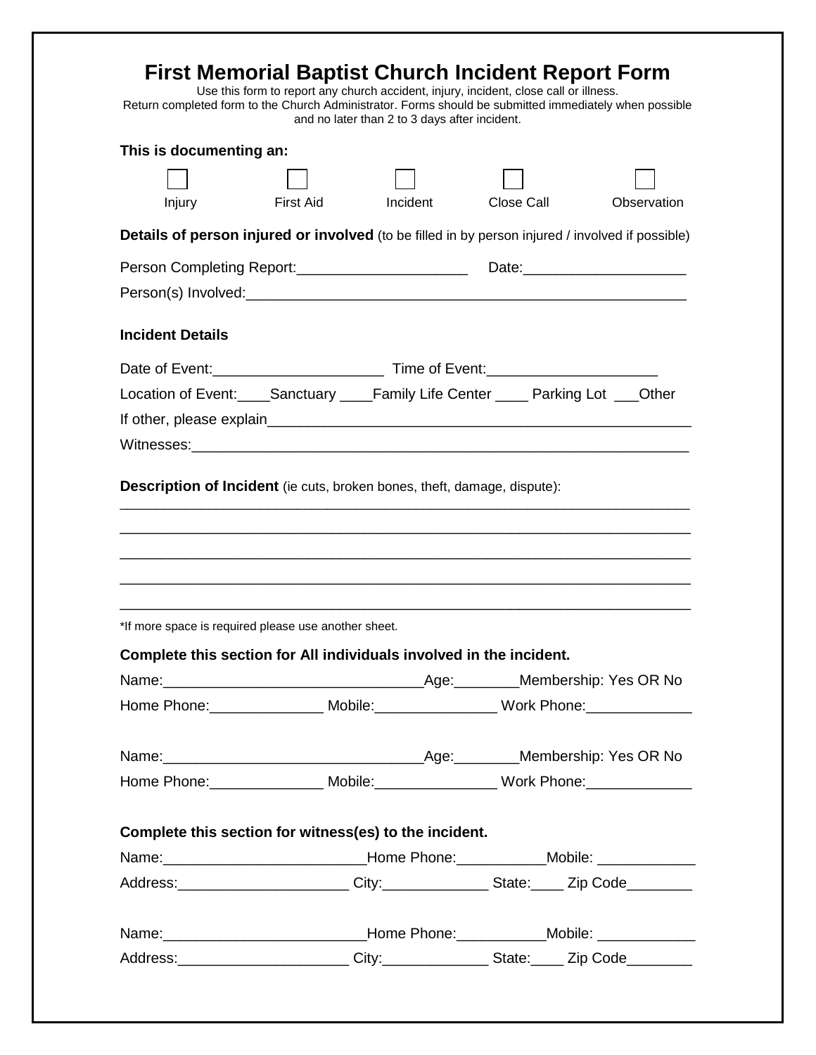# First Memorial Baptist Church Incident Report Form

Use this form to report any church accident, injury, incident, close call or illness.
Return completed form to the Church Administrator. Forms should be submitted immediately when possible and no later than 2 to 3 days after incident.

**This is documenting an:**

☐ Injury ☐ First Aid ☐ Incident ☐ Close Call ☐ Observation

**Details of person injured or involved** (to be filled in by person injured / involved if possible)

Person Completing Report:_____________________ Date:____________________

Person(s) Involved:_______________________________________________________

**Incident Details**

Date of Event:_____________________ Time of Event:_____________________

Location of Event:____Sanctuary ____Family Life Center ____ Parking Lot ___Other

If other, please explain_____________________________________________________

Witnesses:_______________________________________________________________

**Description of Incident** (ie cuts, broken bones, theft, damage, dispute):

_________________________________________________________________________

_________________________________________________________________________

_________________________________________________________________________

_________________________________________________________________________

_________________________________________________________________________

*If more space is required please use another sheet.

**Complete this section for All individuals involved in the incident.**

Name:_______________________________Age:________Membership: Yes OR No

Home Phone:______________ Mobile:_______________ Work Phone:_____________

Name:_______________________________Age:________Membership: Yes OR No

Home Phone:______________ Mobile:_______________ Work Phone:_____________

**Complete this section for witness(es) to the incident.**

Name:________________________Home Phone:___________Mobile: ____________

Address:_____________________ City:_____________ State:____ Zip Code________

Name:________________________Home Phone:___________Mobile: ____________

Address:_____________________ City:_____________ State:____ Zip Code________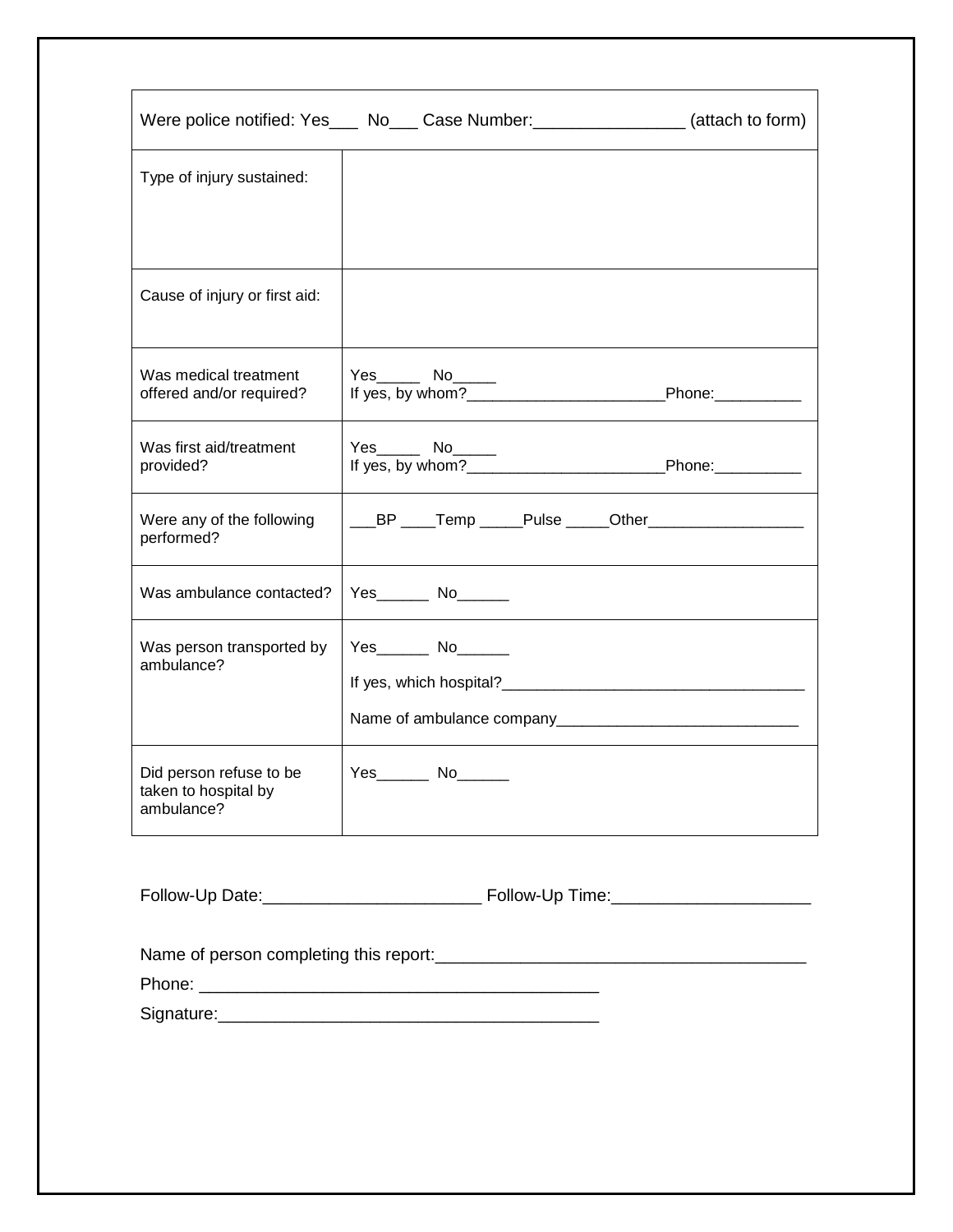| Were police notified: Yes___ No___ Case Number:________________ (attach to form) | |
|---|---|
| Type of injury sustained: | |
| Cause of injury or first aid: | |
| Was medical treatment offered and/or required? | Yes_____ No_____<br>If yes, by whom?_______________________Phone:__________ |
| Was first aid/treatment provided? | Yes_____ No_____<br>If yes, by whom?_______________________Phone:__________ |
| Were any of the following performed? | ___BP ____Temp _____Pulse _____Other__________________ |
| Was ambulance contacted? | Yes______ No______ |
| Was person transported by ambulance? | Yes______ No______<br>If yes, which hospital?___________________________________<br>Name of ambulance company____________________________ |
| Did person refuse to be taken to hospital by ambulance? | Yes______ No______ |

Follow-Up Date:______________________ Follow-Up Time:____________________

Name of person completing this report:______________________________________

Phone: ________________________________________

Signature:______________________________________